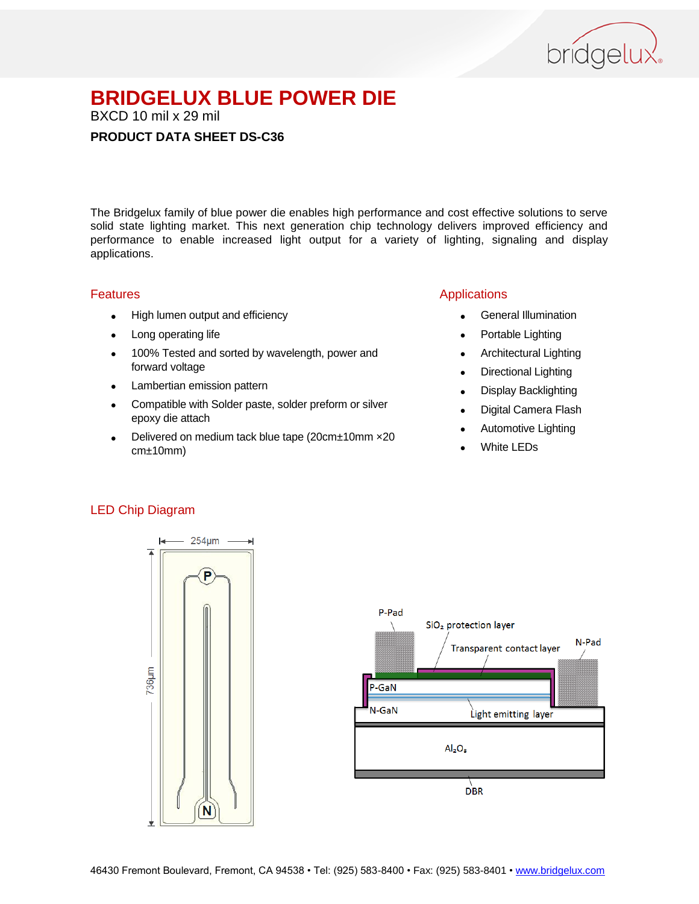# BRIDGELUX BLUE POWER DIE

BXCD 10 mil x 29 mil

**PRODUCT DATA SHEET DS-C36**

The Bridgelux family of blue power die enables high performance and cost effective solutions to serve solid state lighting market. This next generation chip technology delivers improved efficiency and performance to enable increased light output for a variety of lighting, signaling and display applications.

## Features

- High lumen output and efficiency
- Long operating life
- 100% Tested and sorted by wavelength, power and forward voltage
- Lambertian emission pattern
- Compatible with Solder paste, solder preform or silver epoxy die attach
- Delivered on medium tack blue tape (20cm±10mm ×20 cm±10mm)

## Applications

- General Illumination
- Portable Lighting
- Architectural Lighting
- Directional Lighting
- Display Backlighting
- Digital Camera Flash
- Automotive Lighting
- White LEDs

## LED Chip Diagram

254µm

736µm

P

N

P-Pad

$SiO_2$ protection layer

Transparent contact layer

N-Pad

P-GaN

N-GaN

Light emitting layer

$Al_2O_3$

DBR

46430 Fremont Boulevard, Fremont, CA 94538 • Tel: (925) 583-8400 • Fax: (925) 583-8401 • www.bridgelux.com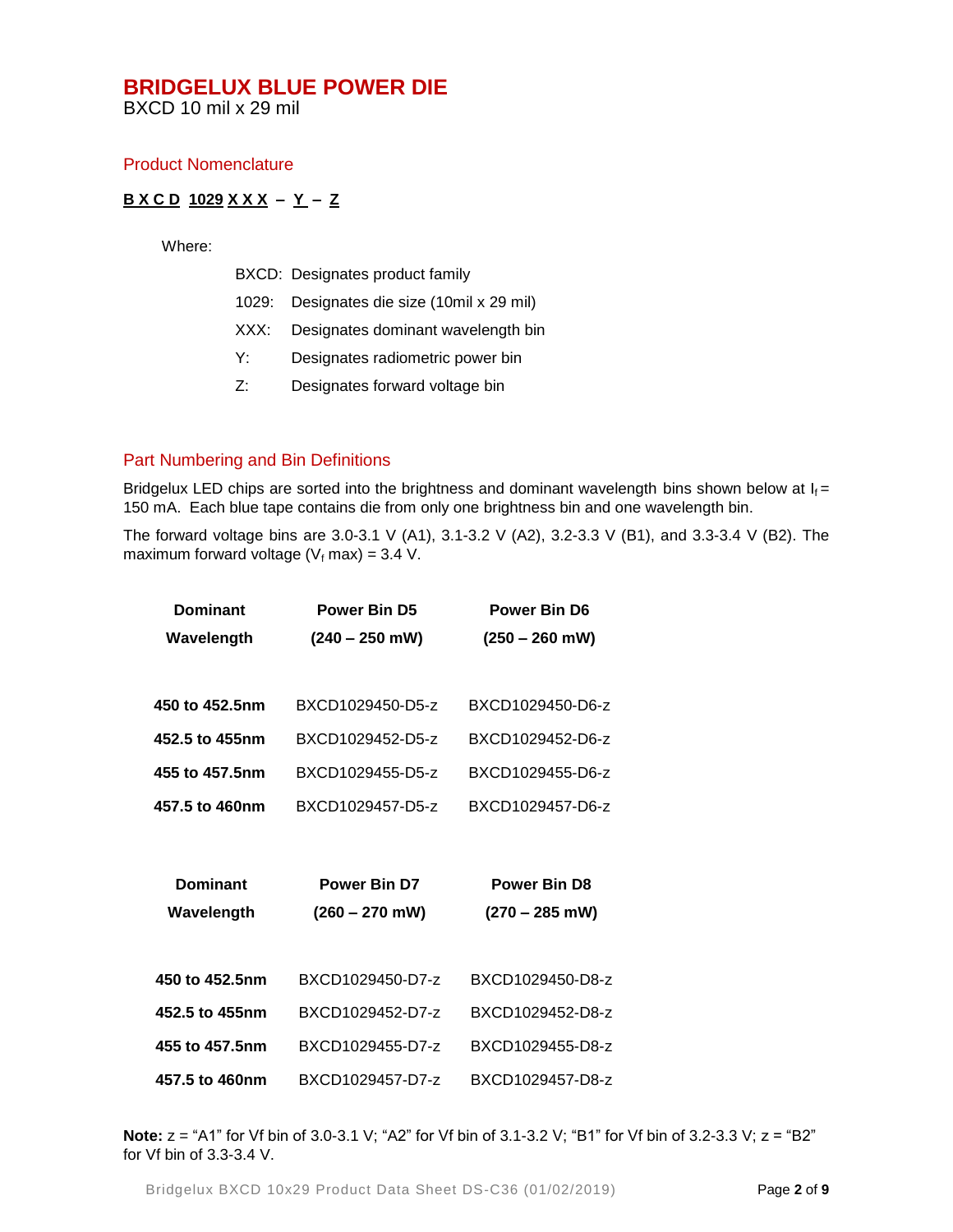# BRIDGELUX BLUE POWER DIE

BXCD 10 mil x 29 mil

## Product Nomenclature

**B X C D  1029 X X X – Y – Z**

Where:

- BXCD: Designates product family
- 1029: Designates die size (10mil x 29 mil)
- XXX: Designates dominant wavelength bin
- Y: Designates radiometric power bin
- Z: Designates forward voltage bin

## Part Numbering and Bin Definitions

Bridgelux LED chips are sorted into the brightness and dominant wavelength bins shown below at $I_f$ = 150 mA. Each blue tape contains die from only one brightness bin and one wavelength bin.

The forward voltage bins are 3.0-3.1 V (A1), 3.1-3.2 V (A2), 3.2-3.3 V (B1), and 3.3-3.4 V (B2). The maximum forward voltage ($V_f$ max) = 3.4 V.

| Dominant Wavelength | Power Bin D5 (240 – 250 mW) | Power Bin D6 (250 – 260 mW) |
|---|---|---|
| **450 to 452.5nm** | BXCD1029450-D5-z | BXCD1029450-D6-z |
| **452.5 to 455nm** | BXCD1029452-D5-z | BXCD1029452-D6-z |
| **455 to 457.5nm** | BXCD1029455-D5-z | BXCD1029455-D6-z |
| **457.5 to 460nm** | BXCD1029457-D5-z | BXCD1029457-D6-z |

| Dominant Wavelength | Power Bin D7 (260 – 270 mW) | Power Bin D8 (270 – 285 mW) |
|---|---|---|
| **450 to 452.5nm** | BXCD1029450-D7-z | BXCD1029450-D8-z |
| **452.5 to 455nm** | BXCD1029452-D7-z | BXCD1029452-D8-z |
| **455 to 457.5nm** | BXCD1029455-D7-z | BXCD1029455-D8-z |
| **457.5 to 460nm** | BXCD1029457-D7-z | BXCD1029457-D8-z |

**Note:** z = "A1" for Vf bin of 3.0-3.1 V; "A2" for Vf bin of 3.1-3.2 V; "B1" for Vf bin of 3.2-3.3 V; z = "B2" for Vf bin of 3.3-3.4 V.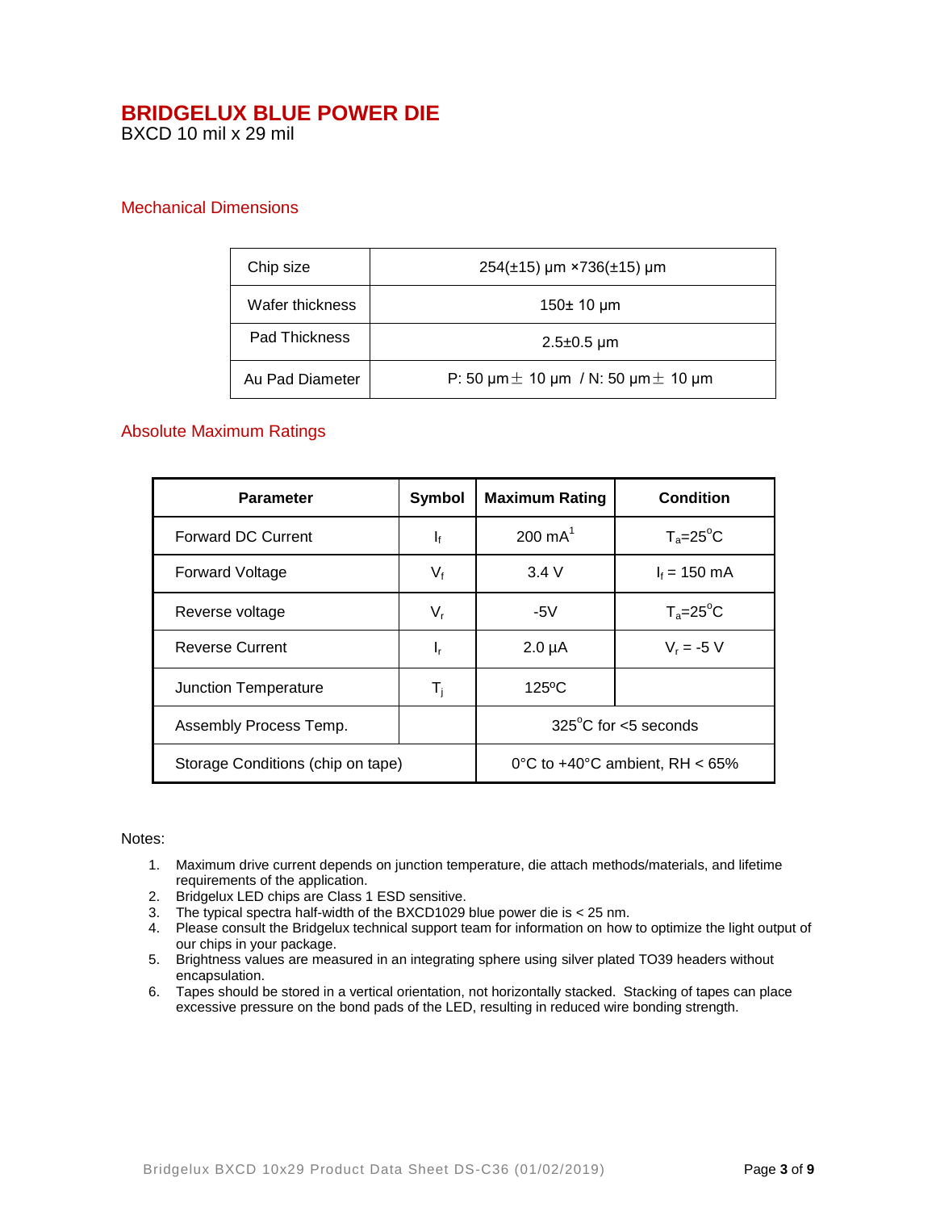# BRIDGELUX BLUE POWER DIE

BXCD 10 mil x 29 mil

## Mechanical Dimensions

| | |
|---|---|
| Chip size | 254(±15) μm ×736(±15) μm |
| Wafer thickness | 150± 10 μm |
| Pad Thickness | 2.5±0.5 μm |
| Au Pad Diameter | P: 50 μm± 10 μm / N: 50 μm± 10 μm |

## Absolute Maximum Ratings

| Parameter | Symbol | Maximum Rating | Condition |
|---|---|---|---|
| Forward DC Current | $I_f$ | 200 mA[1] | $T_a$=25°C |
| Forward Voltage | $V_f$ | 3.4 V | $I_f$ = 150 mA |
| Reverse voltage | $V_r$ | -5V | $T_a$=25°C |
| Reverse Current | $I_r$ | 2.0 μA | $V_r$ = -5 V |
| Junction Temperature | $T_j$ | 125ºC | |
| Assembly Process Temp. | | 325°C for <5 seconds | |
| Storage Conditions (chip on tape) | | 0°C to +40°C ambient, RH < 65% | |

Notes:

1. Maximum drive current depends on junction temperature, die attach methods/materials, and lifetime requirements of the application.
2. Bridgelux LED chips are Class 1 ESD sensitive.
3. The typical spectra half-width of the BXCD1029 blue power die is < 25 nm.
4. Please consult the Bridgelux technical support team for information on how to optimize the light output of our chips in your package.
5. Brightness values are measured in an integrating sphere using silver plated TO39 headers without encapsulation.
6. Tapes should be stored in a vertical orientation, not horizontally stacked. Stacking of tapes can place excessive pressure on the bond pads of the LED, resulting in reduced wire bonding strength.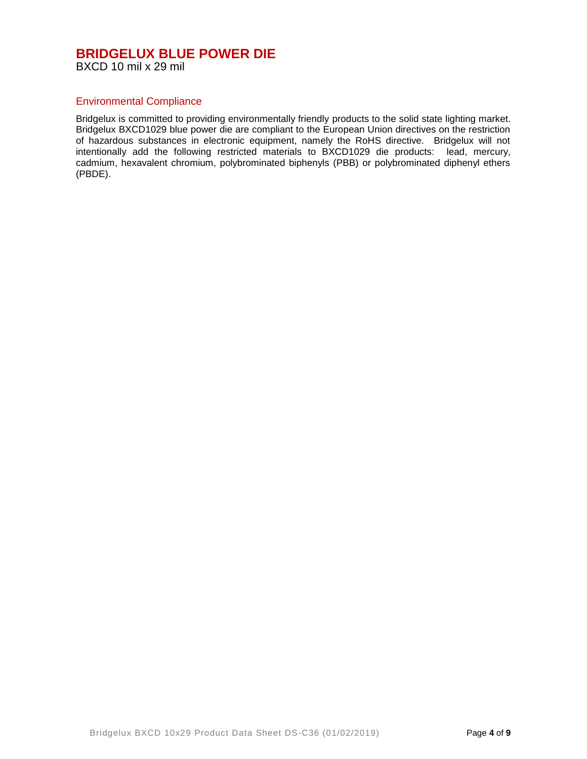## Environmental Compliance

Bridgelux is committed to providing environmentally friendly products to the solid state lighting market. Bridgelux BXCD1029 blue power die are compliant to the European Union directives on the restriction of hazardous substances in electronic equipment, namely the RoHS directive. Bridgelux will not intentionally add the following restricted materials to BXCD1029 die products: lead, mercury, cadmium, hexavalent chromium, polybrominated biphenyls (PBB) or polybrominated diphenyl ethers (PBDE).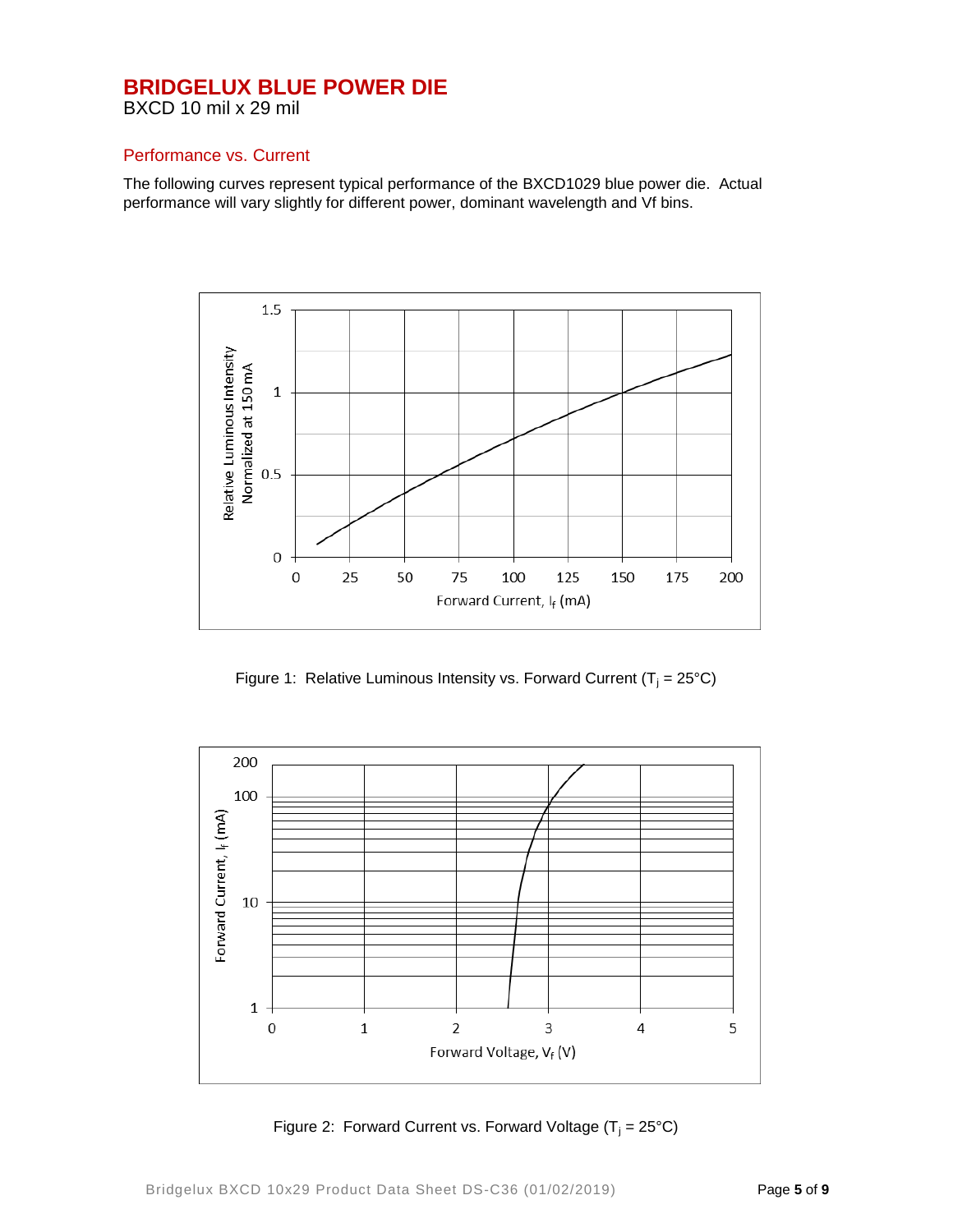# BRIDGELUX BLUE POWER DIE

BXCD 10 mil x 29 mil

## Performance vs. Current

The following curves represent typical performance of the BXCD1029 blue power die. Actual performance will vary slightly for different power, dominant wavelength and Vf bins.

Figure 1: Relative Luminous Intensity vs. Forward Current ($T_j$ = 25°C)

Figure 2: Forward Current vs. Forward Voltage ($T_j$ = 25°C)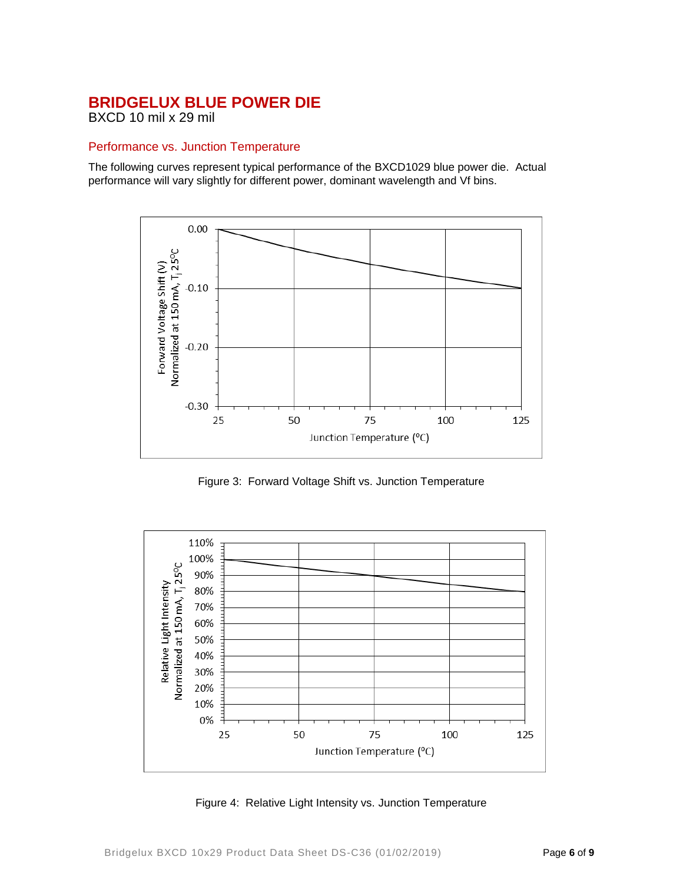# BRIDGELUX BLUE POWER DIE

BXCD 10 mil x 29 mil

## Performance vs. Junction Temperature

The following curves represent typical performance of the BXCD1029 blue power die. Actual performance will vary slightly for different power, dominant wavelength and Vf bins.

Figure 3: Forward Voltage Shift vs. Junction Temperature

Figure 4: Relative Light Intensity vs. Junction Temperature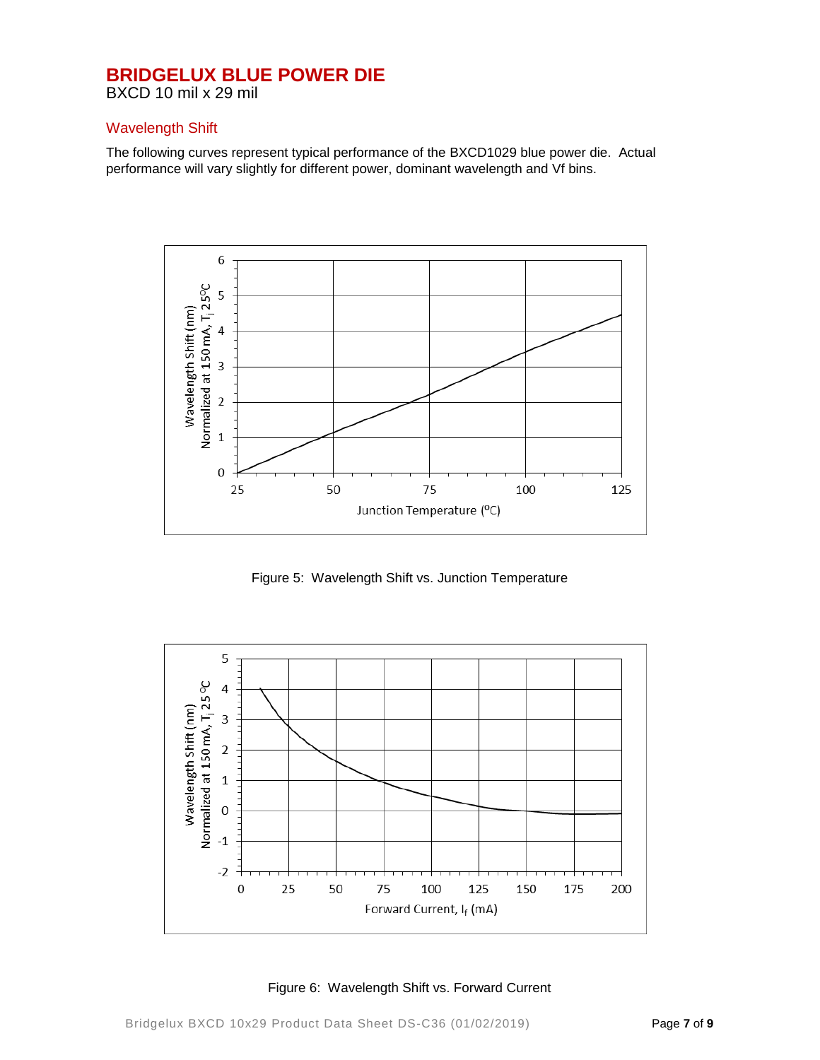# BRIDGELUX BLUE POWER DIE

BXCD 10 mil x 29 mil

## Wavelength Shift

The following curves represent typical performance of the BXCD1029 blue power die. Actual performance will vary slightly for different power, dominant wavelength and Vf bins.

Figure 5: Wavelength Shift vs. Junction Temperature

Figure 6: Wavelength Shift vs. Forward Current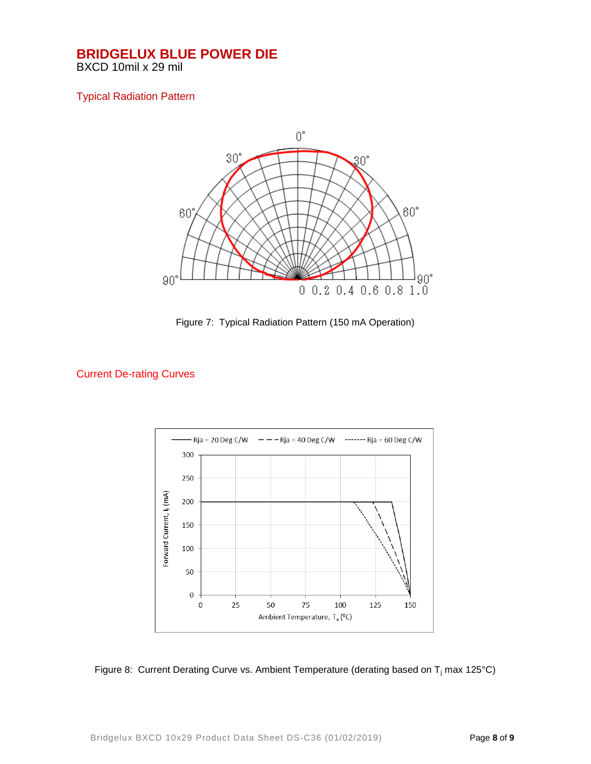# BRIDGELUX BLUE POWER DIE

BXCD 10mil x 29 mil

## Typical Radiation Pattern

Figure 7: Typical Radiation Pattern (150 mA Operation)

## Current De-rating Curves

Figure 8: Current Derating Curve vs. Ambient Temperature (derating based on $T_j$ max 125°C)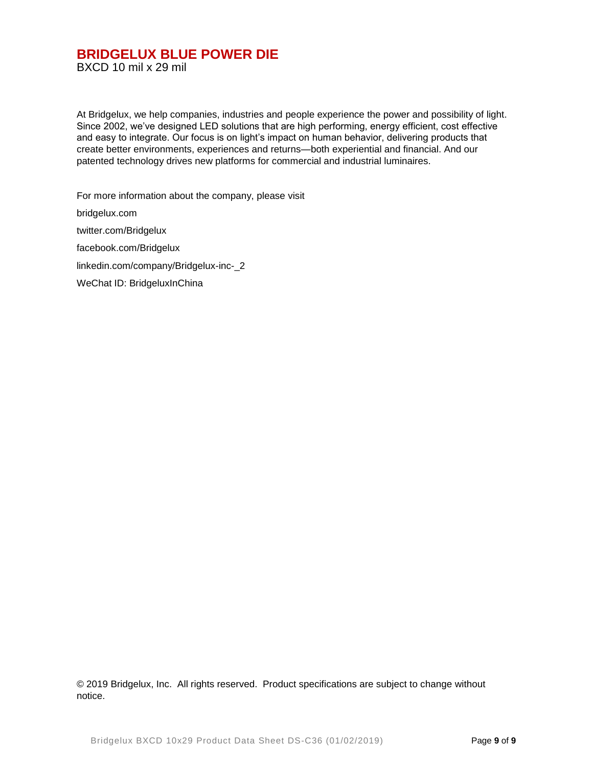At Bridgelux, we help companies, industries and people experience the power and possibility of light. Since 2002, we've designed LED solutions that are high performing, energy efficient, cost effective and easy to integrate. Our focus is on light's impact on human behavior, delivering products that create better environments, experiences and returns—both experiential and financial. And our patented technology drives new platforms for commercial and industrial luminaires.

For more information about the company, please visit

bridgelux.com

twitter.com/Bridgelux

facebook.com/Bridgelux

linkedin.com/company/Bridgelux-inc-_2

WeChat ID: BridgeluxInChina

© 2019 Bridgelux, Inc. All rights reserved. Product specifications are subject to change without notice.